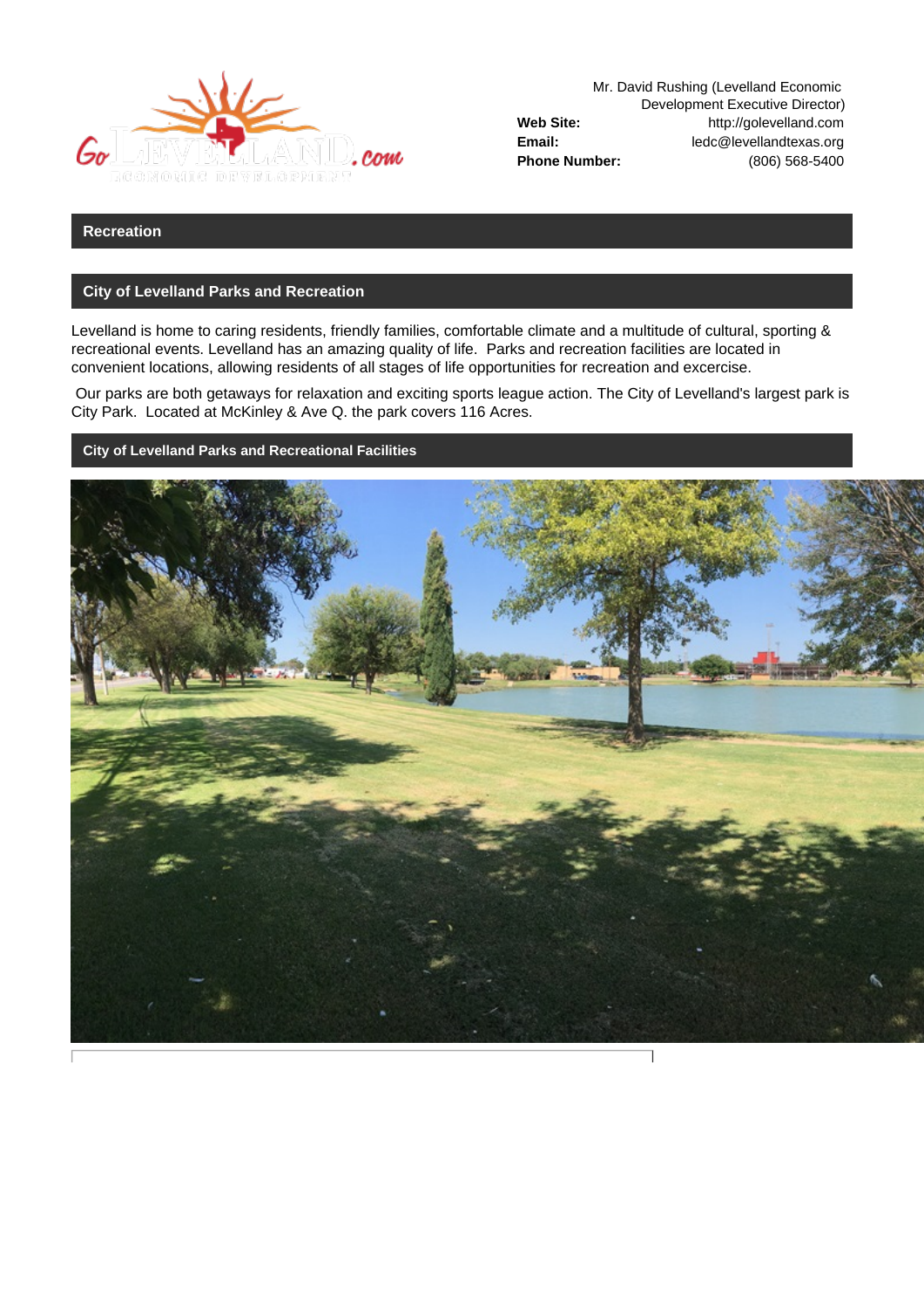Mr. David Rushing (Levelland Economic Development Executive Director)

**Web Site:** http://golevelland.com

**Email:** ledc@levellandtexas.org

**Phone Number:** (806) 568-5400

## Recreation

### City of Levelland Parks and Recreation

Levelland is home to caring residents, friendly families, comfortable climate and a multitude of cultural, sporting & recreational events. Levelland has an amazing quality of life. Parks and recreation facilities are located in convenient locations, allowing residents of all stages of life opportunities for recreation and excercise.

Our parks are both getaways for relaxation and exciting sports league action. The City of Levelland's largest park is City Park. Located at McKinley & Ave Q. the park covers 116 Acres.

### City of Levelland Parks and Recreational Facilities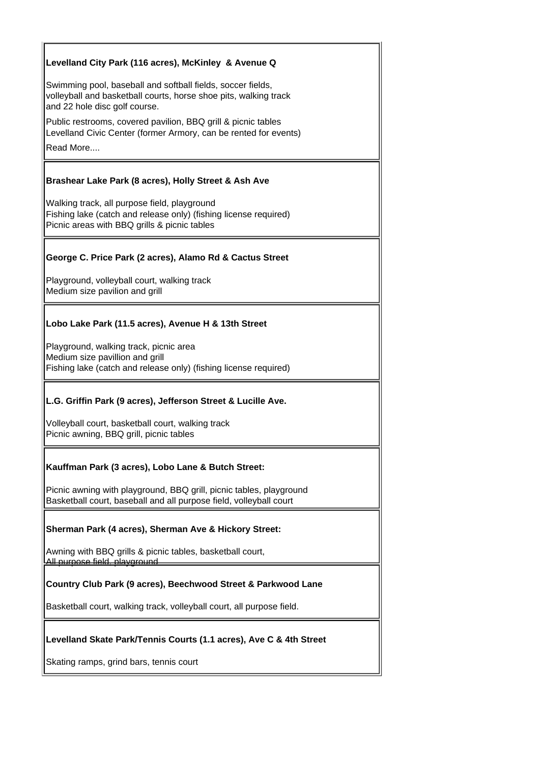**Levelland City Park (116 acres), McKinley & Avenue Q**

Swimming pool, baseball and softball fields, soccer fields, volleyball and basketball courts, horse shoe pits, walking track and 22 hole disc golf course.

Public restrooms, covered pavilion, BBQ grill & picnic tables
Levelland Civic Center (former Armory, can be rented for events)

Read More....

**Brashear Lake Park (8 acres), Holly Street & Ash Ave**

Walking track, all purpose field, playground
Fishing lake (catch and release only) (fishing license required)
Picnic areas with BBQ grills & picnic tables

**George C. Price Park (2 acres), Alamo Rd & Cactus Street**

Playground, volleyball court, walking track
Medium size pavilion and grill

**Lobo Lake Park (11.5 acres), Avenue H & 13th Street**

Playground, walking track, picnic area
Medium size pavillion and grill
Fishing lake (catch and release only) (fishing license required)

**L.G. Griffin Park (9 acres), Jefferson Street & Lucille Ave.**

Volleyball court, basketball court, walking track
Picnic awning, BBQ grill, picnic tables

**Kauffman Park (3 acres), Lobo Lane & Butch Street:**

Picnic awning with playground, BBQ grill, picnic tables, playground
Basketball court, baseball and all purpose field, volleyball court

**Sherman Park (4 acres), Sherman Ave & Hickory Street:**

Awning with BBQ grills & picnic tables, basketball court,
All purpose field, playground

**Country Club Park (9 acres), Beechwood Street & Parkwood Lane**

Basketball court, walking track, volleyball court, all purpose field.

**Levelland Skate Park/Tennis Courts (1.1 acres), Ave C & 4th Street**

Skating ramps, grind bars, tennis court